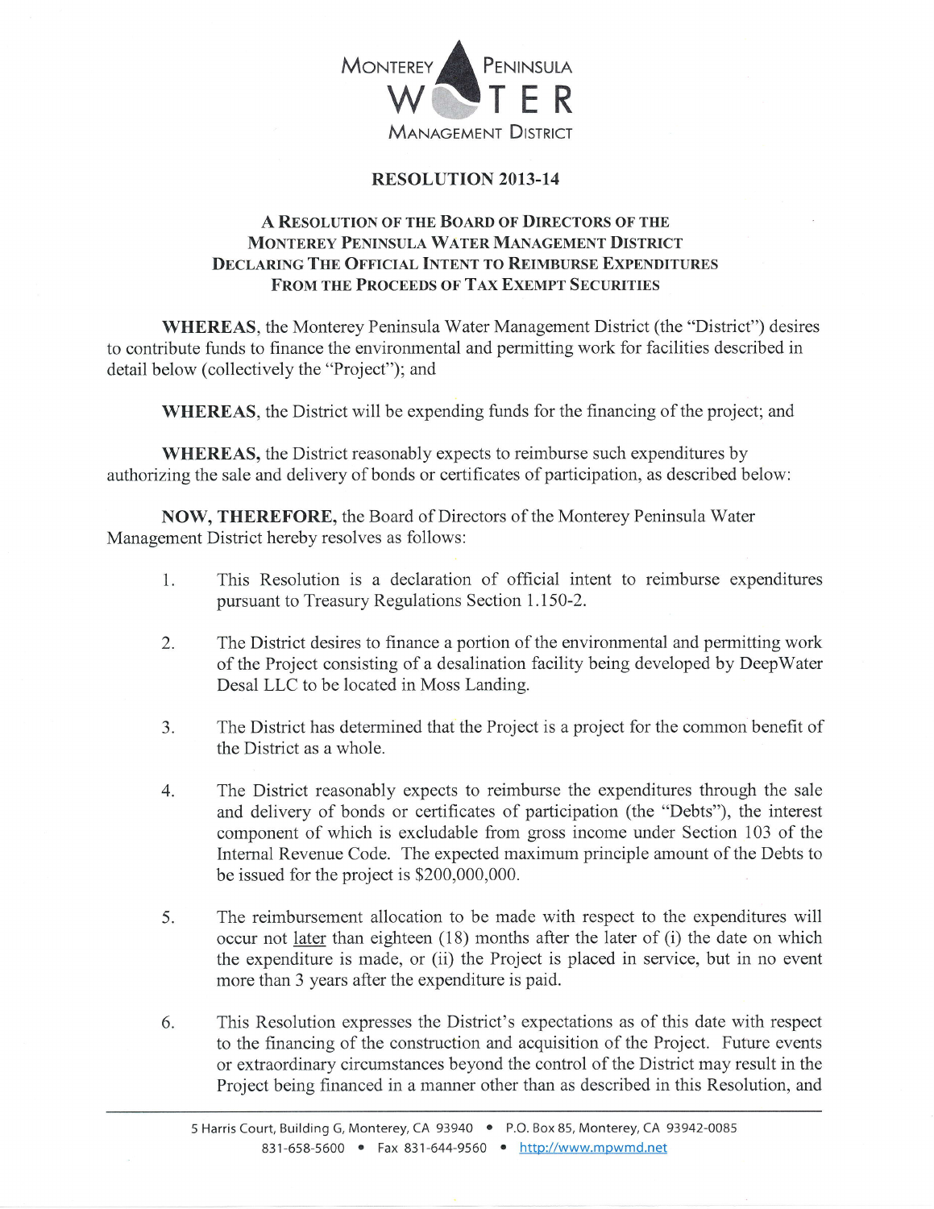MONTEREY PENINSULA WATER MANAGEMENT DISTRICT

# RESOLUTION 2013-14

## A RESOLUTION OF THE BOARD OF DIRECTORS OF THE MONTEREY PENINSULA WATER MANAGEMENT DISTRICT DECLARING THE OFFICIAL INTENT TO REIMBURSE EXPENDITURES FROM THE PROCEEDS OF TAX EXEMPT SECURITIES

**WHEREAS**, the Monterey Peninsula Water Management District (the "District") desires to contribute funds to finance the environmental and permitting work for facilities described in detail below (collectively the "Project"); and

**WHEREAS**, the District will be expending funds for the financing of the project; and

**WHEREAS,** the District reasonably expects to reimburse such expenditures by authorizing the sale and delivery of bonds or certificates of participation, as described below:

**NOW, THEREFORE,** the Board of Directors of the Monterey Peninsula Water Management District hereby resolves as follows:

1. This Resolution is a declaration of official intent to reimburse expenditures pursuant to Treasury Regulations Section 1.150-2.

2. The District desires to finance a portion of the environmental and permitting work of the Project consisting of a desalination facility being developed by DeepWater Desal LLC to be located in Moss Landing.

3. The District has determined that the Project is a project for the common benefit of the District as a whole.

4. The District reasonably expects to reimburse the expenditures through the sale and delivery of bonds or certificates of participation (the "Debts"), the interest component of which is excludable from gross income under Section 103 of the Internal Revenue Code. The expected maximum principle amount of the Debts to be issued for the project is $200,000,000.

5. The reimbursement allocation to be made with respect to the expenditures will occur not later than eighteen (18) months after the later of (i) the date on which the expenditure is made, or (ii) the Project is placed in service, but in no event more than 3 years after the expenditure is paid.

6. This Resolution expresses the District's expectations as of this date with respect to the financing of the construction and acquisition of the Project. Future events or extraordinary circumstances beyond the control of the District may result in the Project being financed in a manner other than as described in this Resolution, and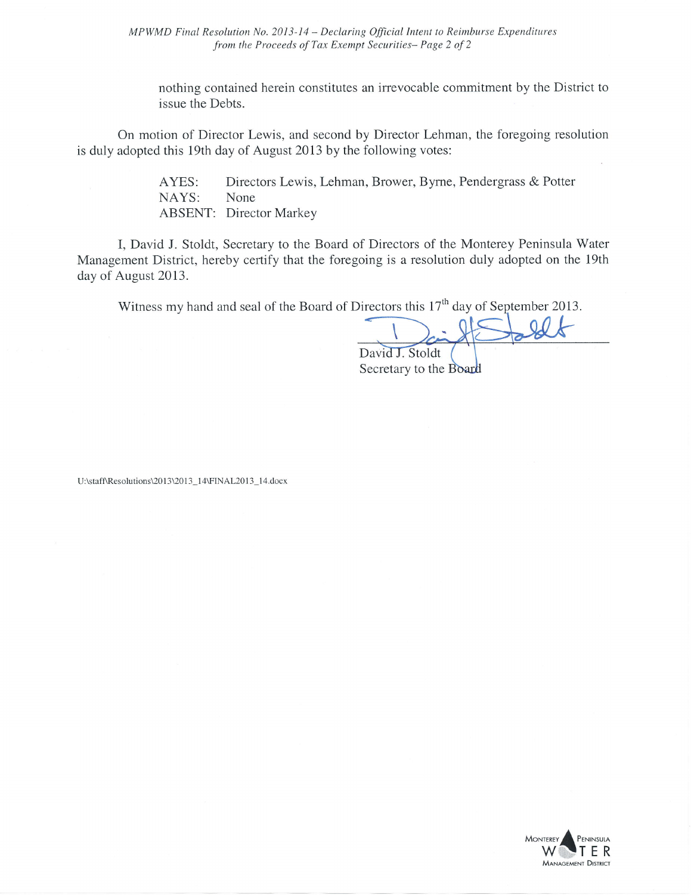nothing contained herein constitutes an irrevocable commitment by the District to issue the Debts.

On motion of Director Lewis, and second by Director Lehman, the foregoing resolution is duly adopted this 19th day of August 2013 by the following votes:

AYES: Directors Lewis, Lehman, Brower, Byrne, Pendergrass & Potter
NAYS: None
ABSENT: Director Markey

I, David J. Stoldt, Secretary to the Board of Directors of the Monterey Peninsula Water Management District, hereby certify that the foregoing is a resolution duly adopted on the 19th day of August 2013.

Witness my hand and seal of the Board of Directors this 17th day of September 2013.

David J. Stoldt
Secretary to the Board

U:\staff\Resolutions\2013\2013_14\FINAL2013_14.docx

Monterey Peninsula Water Management District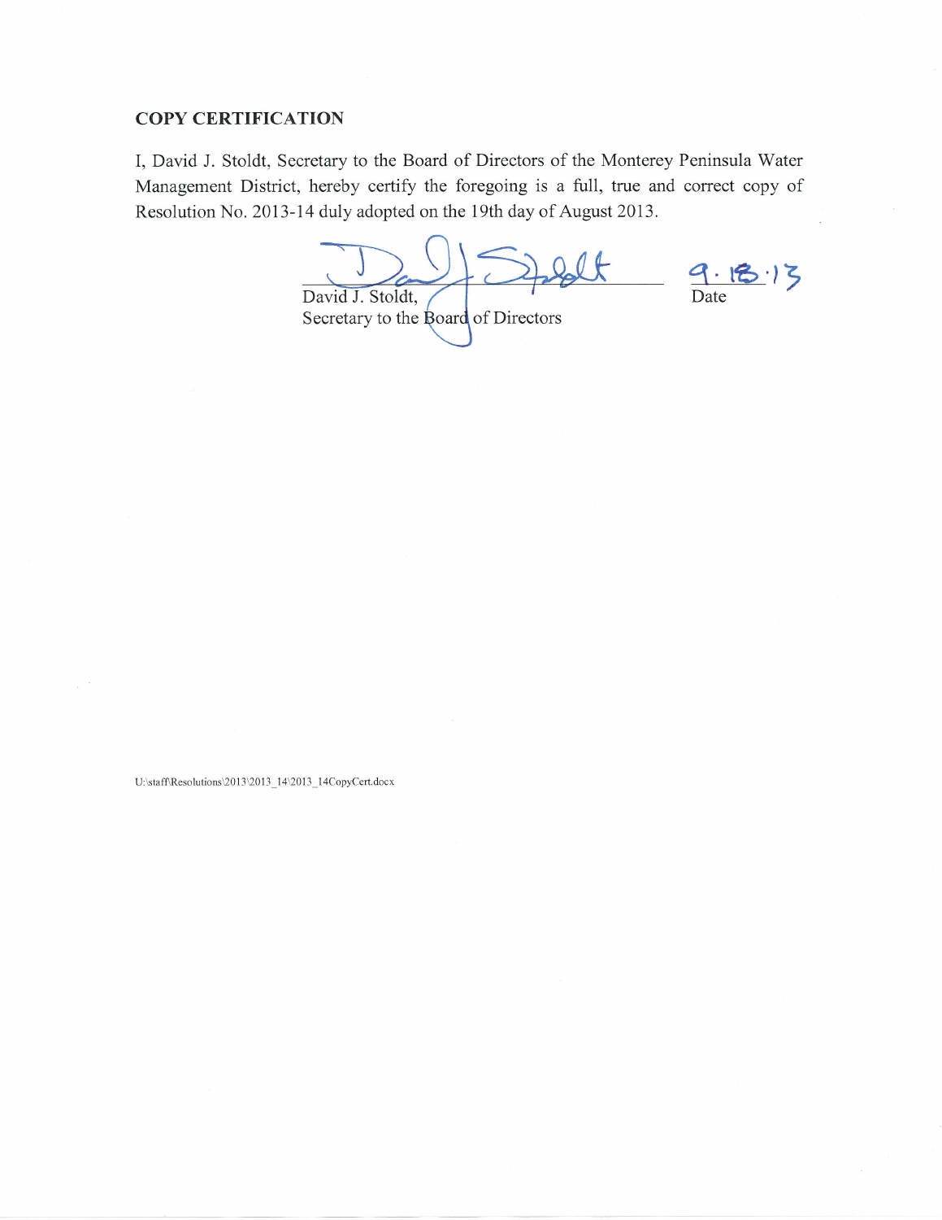**COPY CERTIFICATION**

I, David J. Stoldt, Secretary to the Board of Directors of the Monterey Peninsula Water Management District, hereby certify the foregoing is a full, true and correct copy of Resolution No. 2013-14 duly adopted on the 19th day of August 2013.

David J. Stoldt,
Secretary to the Board of Directors

9.18.13
Date

U:\staff\Resolutions\2013\2013_14\2013_14CopyCert.docx